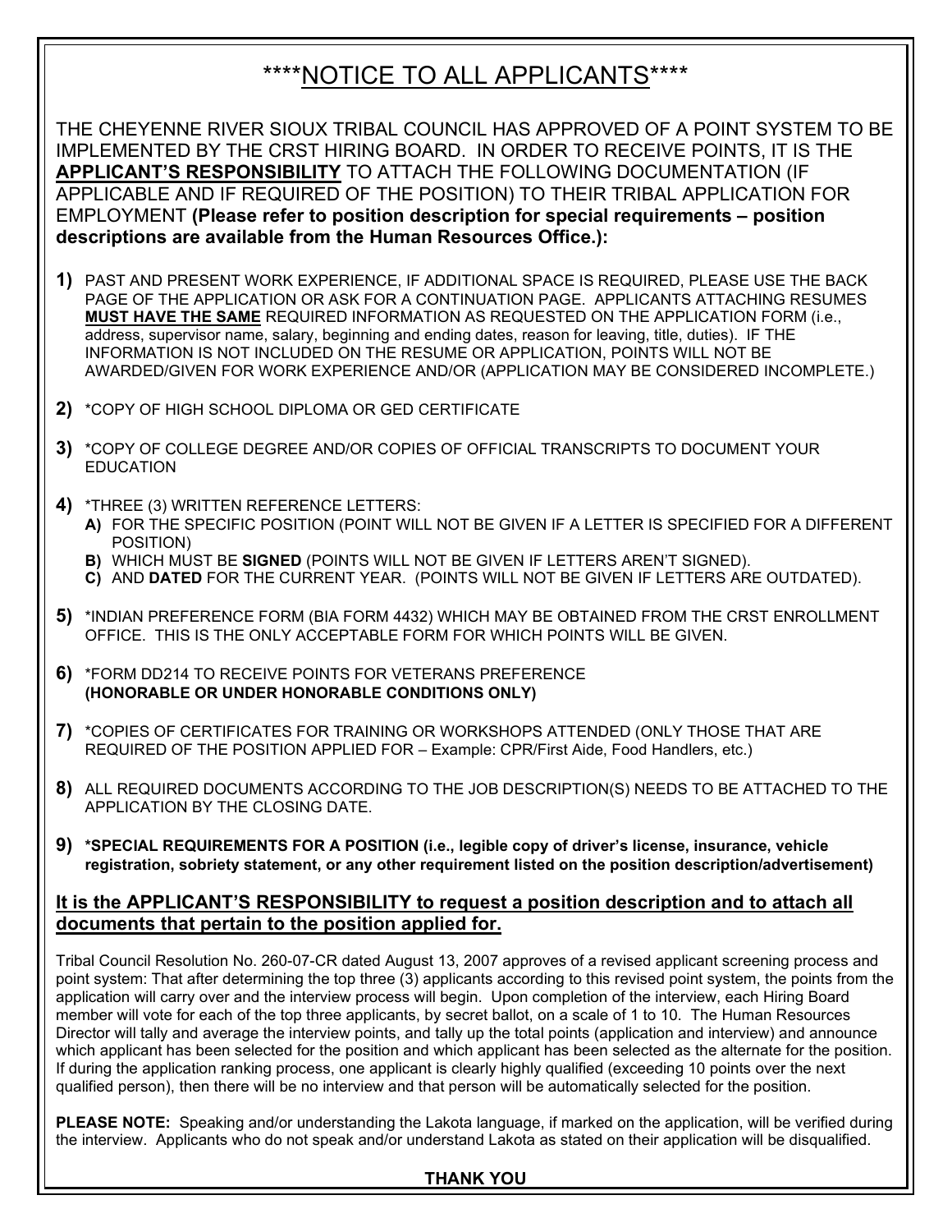# \*\*\*\*NOTICE TO ALL APPLICANTS\*\*\*\*

THE CHEYENNE RIVER SIOUX TRIBAL COUNCIL HAS APPROVED OF A POINT SYSTEM TO BE IMPLEMENTED BY THE CRST HIRING BOARD. IN ORDER TO RECEIVE POINTS, IT IS THE **APPLICANT'S RESPONSIBILITY** TO ATTACH THE FOLLOWING DOCUMENTATION (IF APPLICABLE AND IF REQUIRED OF THE POSITION) TO THEIR TRIBAL APPLICATION FOR EMPLOYMENT **(Please refer to position description for special requirements – position descriptions are available from the Human Resources Office.):**

**1)** PAST AND PRESENT WORK EXPERIENCE, IF ADDITIONAL SPACE IS REQUIRED, PLEASE USE THE BACK PAGE OF THE APPLICATION OR ASK FOR A CONTINUATION PAGE. APPLICANTS ATTACHING RESUMES **MUST HAVE THE SAME** REQUIRED INFORMATION AS REQUESTED ON THE APPLICATION FORM (i.e., address, supervisor name, salary, beginning and ending dates, reason for leaving, title, duties). IF THE INFORMATION IS NOT INCLUDED ON THE RESUME OR APPLICATION, POINTS WILL NOT BE AWARDED/GIVEN FOR WORK EXPERIENCE AND/OR (APPLICATION MAY BE CONSIDERED INCOMPLETE.)

**2)** *COPY OF HIGH SCHOOL DIPLOMA OR GED CERTIFICATE

**3)** *COPY OF COLLEGE DEGREE AND/OR COPIES OF OFFICIAL TRANSCRIPTS TO DOCUMENT YOUR EDUCATION

**4)** *THREE (3) WRITTEN REFERENCE LETTERS:
- **A)** FOR THE SPECIFIC POSITION (POINT WILL NOT BE GIVEN IF A LETTER IS SPECIFIED FOR A DIFFERENT POSITION)
- **B)** WHICH MUST BE **SIGNED** (POINTS WILL NOT BE GIVEN IF LETTERS AREN'T SIGNED).
- **C)** AND **DATED** FOR THE CURRENT YEAR. (POINTS WILL NOT BE GIVEN IF LETTERS ARE OUTDATED).

**5)** *INDIAN PREFERENCE FORM (BIA FORM 4432) WHICH MAY BE OBTAINED FROM THE CRST ENROLLMENT OFFICE. THIS IS THE ONLY ACCEPTABLE FORM FOR WHICH POINTS WILL BE GIVEN.

**6)** *FORM DD214 TO RECEIVE POINTS FOR VETERANS PREFERENCE **(HONORABLE OR UNDER HONORABLE CONDITIONS ONLY)**

**7)** *COPIES OF CERTIFICATES FOR TRAINING OR WORKSHOPS ATTENDED (ONLY THOSE THAT ARE REQUIRED OF THE POSITION APPLIED FOR – Example: CPR/First Aide, Food Handlers, etc.)

**8)** ALL REQUIRED DOCUMENTS ACCORDING TO THE JOB DESCRIPTION(S) NEEDS TO BE ATTACHED TO THE APPLICATION BY THE CLOSING DATE.

**9)** ***SPECIAL REQUIREMENTS FOR A POSITION (i.e., legible copy of driver's license, insurance, vehicle registration, sobriety statement, or any other requirement listed on the position description/advertisement)**

## It is the APPLICANT'S RESPONSIBILITY to request a position description and to attach all documents that pertain to the position applied for.

Tribal Council Resolution No. 260-07-CR dated August 13, 2007 approves of a revised applicant screening process and point system: That after determining the top three (3) applicants according to this revised point system, the points from the application will carry over and the interview process will begin. Upon completion of the interview, each Hiring Board member will vote for each of the top three applicants, by secret ballot, on a scale of 1 to 10. The Human Resources Director will tally and average the interview points, and tally up the total points (application and interview) and announce which applicant has been selected for the position and which applicant has been selected as the alternate for the position. If during the application ranking process, one applicant is clearly highly qualified (exceeding 10 points over the next qualified person), then there will be no interview and that person will be automatically selected for the position.

**PLEASE NOTE:** Speaking and/or understanding the Lakota language, if marked on the application, will be verified during the interview. Applicants who do not speak and/or understand Lakota as stated on their application will be disqualified.

**THANK YOU**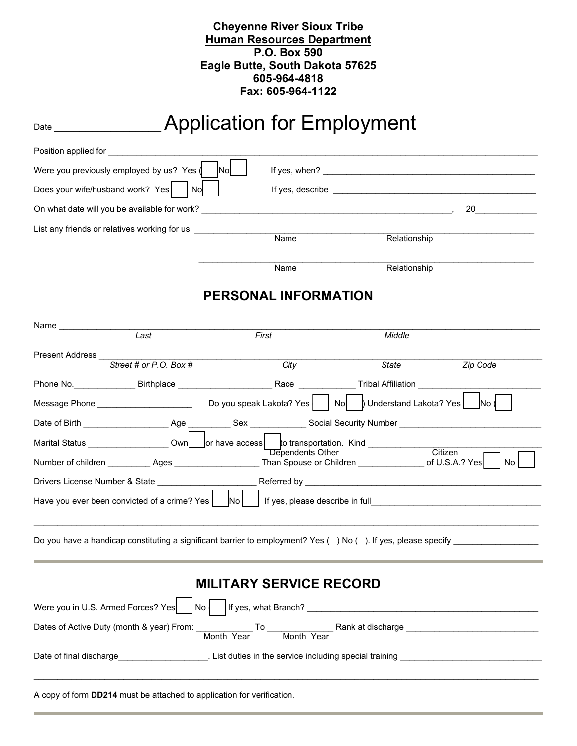**Cheyenne River Sioux Tribe**
**Human Resources Department**
**P.O. Box 590**
**Eagle Butte, South Dakota 57625**
**605-964-4818**
**Fax: 605-964-1122**

Date ________________ 

# Application for Employment

Position applied for ______________________________________________________________________

Were you previously employed by us? Yes ( ☐ No ☐ If yes, when? ___________________________________________

Does your wife/husband work? Yes ☐ No ☐ If yes, describe ___________________________________________

On what date will you be available for work? ______________________________________________, 20____________

List any friends or relatives working for us ____________________________________________________________

Name Relationship

____________________________________________________________

Name Relationship

## PERSONAL INFORMATION

Name ______________________________________________________________________________________

*Last* *First* *Middle*

Present Address _____________________________________________________________________________

*Street # or P.O. Box #* *City* *State* *Zip Code*

Phone No.____________ Birthplace ___________________ Race ___________ Tribal Affiliation ________________________

Message Phone ___________________ Do you speak Lakota? Yes ☐ No ☐ ) Understand Lakota? Yes ☐ No ( ☐

Date of Birth _________________ Age ________ Sex ___________ Social Security Number ____________________________

Marital Status ________________ Own ☐ or have access ☐ to transportation. Kind __________________________________

Number of children ________ Ages ________________ Dependents Other Than Spouse or Children _____________ Citizen of U.S.A.? Yes ☐ No ☐

Drivers License Number & State ____________________ Referred by _____________________________________________

Have you ever been convicted of a crime? Yes ☐ No ☐. If yes, please describe in full_________________________________

______________________________________________________________________________________________

Do you have a handicap constituting a significant barrier to employment? Yes ( ) No ( ). If yes, please specify _________________

## MILITARY SERVICE RECORD

Were you in U.S. Armed Forces? Yes ☐ No ( ☐ If yes, what Branch? _____________________________________________

Dates of Active Duty (month & year) From: ___________ To _____________ Rank at discharge ___________________________

Month Year Month Year

Date of final discharge__________________. List duties in the service including special training _____________________________

______________________________________________________________________________________________

A copy of form **DD214** must be attached to application for verification.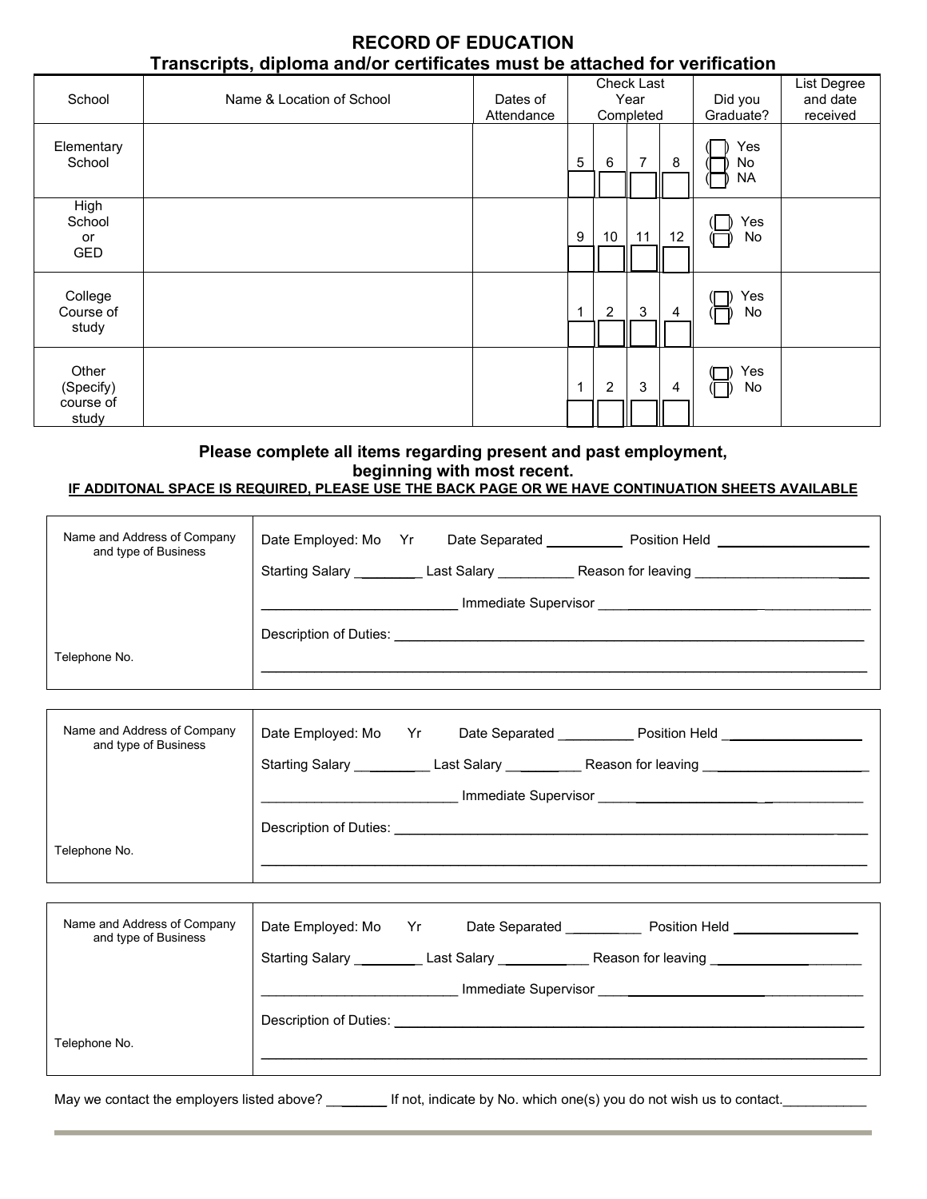## RECORD OF EDUCATION

### Transcripts, diploma and/or certificates must be attached for verification

| School | Name & Location of School | Dates of Attendance | Check Last Year Completed | | | | Did you Graduate? | List Degree and date received |
|---|---|---|---|---|---|---|---|---|
| Elementary School | | | 5 ☐ | 6 ☐ | 7 ☐ | 8 ☐ | (☐) Yes (☐) No (☐) NA | |
| High School or GED | | | 9 ☐ | 10 ☐ | 11 ☐ | 12 ☐ | (☐) Yes (☐) No | |
| College Course of study | | | 1 ☐ | 2 ☐ | 3 ☐ | 4 ☐ | (☐) Yes (☐) No | |
| Other (Specify) course of study | | | 1 ☐ | 2 ☐ | 3 ☐ | 4 ☐ | (☐) Yes (☐) No | |

### Please complete all items regarding present and past employment, beginning with most recent.

**IF ADDITONAL SPACE IS REQUIRED, PLEASE USE THE BACK PAGE OR WE HAVE CONTINUATION SHEETS AVAILABLE**

| Name and Address of Company and type of Business | |
|---|---|
| | Date Employed: Mo Yr Date Separated __________ Position Held ____________________ |
| | Starting Salary _________ Last Salary __________ Reason for leaving ____________________ |
| | __________________________ Immediate Supervisor ____________________________________ |
| | Description of Duties: ______________________________________________________________ |
| Telephone No. | ________________________________________________________________________________ |

| Name and Address of Company and type of Business | |
|---|---|
| | Date Employed: Mo Yr Date Separated __________ Position Held ____________________ |
| | Starting Salary _________ Last Salary __________ Reason for leaving ____________________ |
| | __________________________ Immediate Supervisor ____________________________________ |
| | Description of Duties: ______________________________________________________________ |
| Telephone No. | ________________________________________________________________________________ |

| Name and Address of Company and type of Business | |
|---|---|
| | Date Employed: Mo Yr Date Separated __________ Position Held ____________________ |
| | Starting Salary _________ Last Salary __________ Reason for leaving ____________________ |
| | __________________________ Immediate Supervisor ____________________________________ |
| | Description of Duties: ______________________________________________________________ |
| Telephone No. | ________________________________________________________________________________ |

May we contact the employers listed above? ________ If not, indicate by No. which one(s) you do not wish us to contact.___________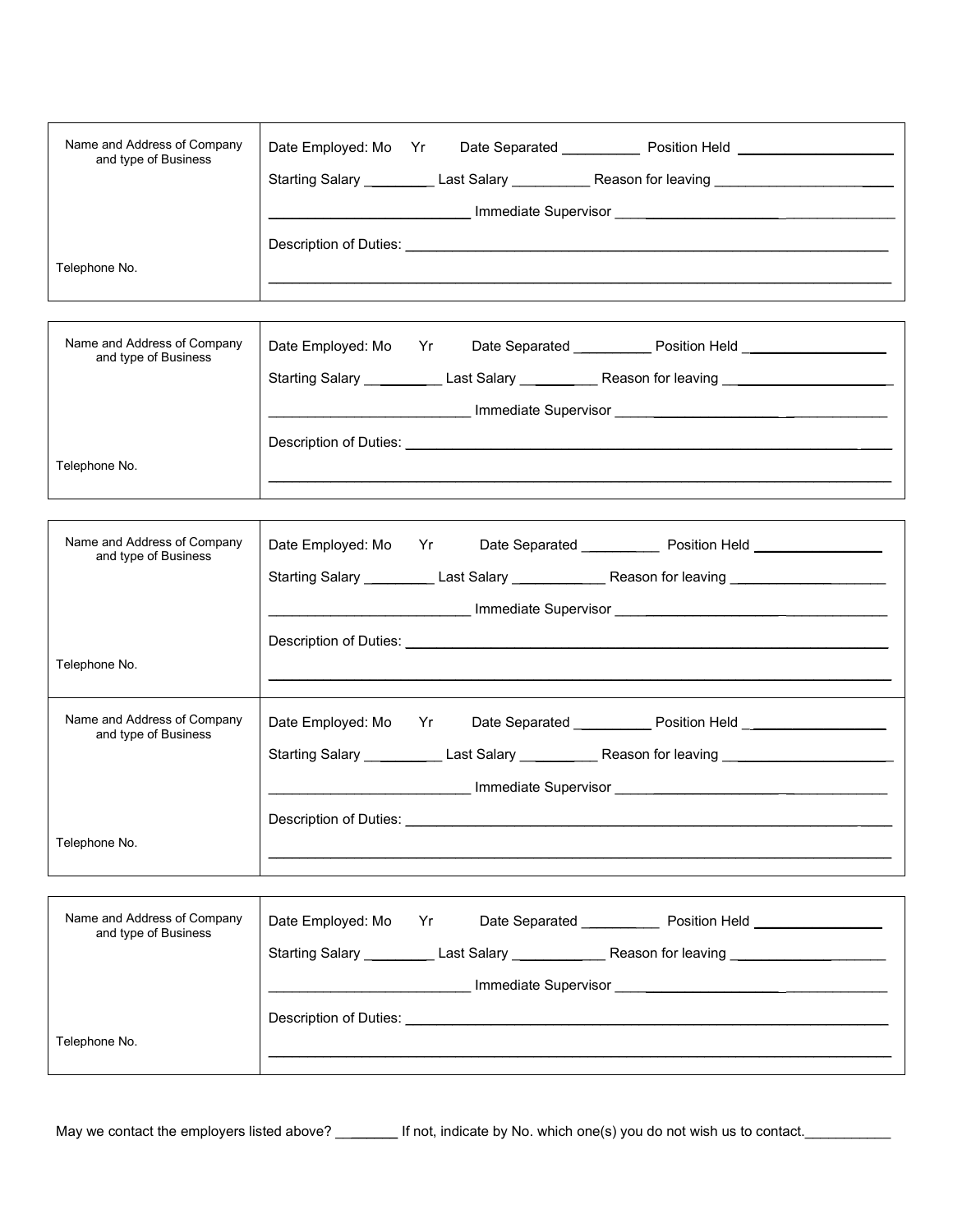| Name and Address of Company and type of Business<br><br><br><br>Telephone No. | Date Employed: Mo Yr Date Separated __________ Position Held ____________________<br>Starting Salary _________ Last Salary __________ Reason for leaving ________________________<br>_________________________ Immediate Supervisor ___________________________________<br>Description of Duties: ____________________________________________________________<br>______________________________________________________________________________ |
|---|---|

| Name and Address of Company and type of Business<br><br><br><br>Telephone No. | Date Employed: Mo Yr Date Separated __________ Position Held ____________________<br>Starting Salary __________ Last Salary __________ Reason for leaving ______________________<br>_________________________ Immediate Supervisor ________________________________<br>Description of Duties: ____________________________________________________________<br>______________________________________________________________________________ |
|---|---|

| Name and Address of Company and type of Business<br><br><br><br>Telephone No. | Date Employed: Mo Yr Date Separated __________ Position Held _________________<br>Starting Salary _________ Last Salary ____________ Reason for leaving ____________________<br>_________________________ Immediate Supervisor ________________________________<br>Description of Duties: ____________________________________________________________<br>______________________________________________________________________________ |
|---|---|
| Name and Address of Company and type of Business<br><br><br><br>Telephone No. | Date Employed: Mo Yr Date Separated __________ Position Held ____________________<br>Starting Salary __________ Last Salary __________ Reason for leaving ______________________<br>_________________________ Immediate Supervisor ________________________________<br>Description of Duties: ____________________________________________________________<br>______________________________________________________________________________ |

| Name and Address of Company and type of Business<br><br><br><br>Telephone No. | Date Employed: Mo Yr Date Separated __________ Position Held _________________<br>Starting Salary _________ Last Salary ____________ Reason for leaving ____________________<br>_________________________ Immediate Supervisor ________________________________<br>Description of Duties: ____________________________________________________________<br>______________________________________________________________________________ |
|---|---|

May we contact the employers listed above? ________ If not, indicate by No. which one(s) you do not wish us to contact.___________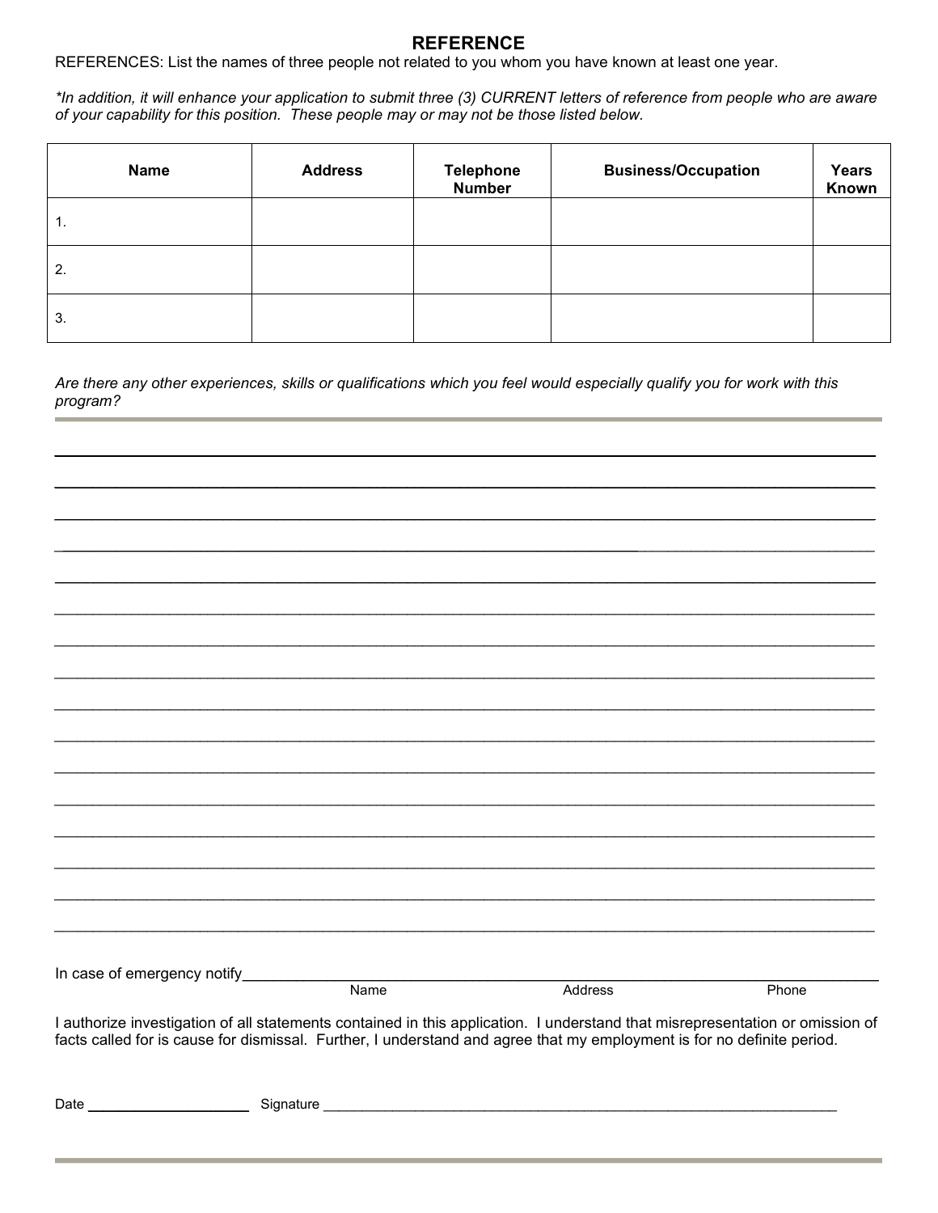## REFERENCE

REFERENCES: List the names of three people not related to you whom you have known at least one year.

*\*In addition, it will enhance your application to submit three (3) CURRENT letters of reference from people who are aware of your capability for this position. These people may or may not be those listed below.*

| Name | Address | Telephone Number | Business/Occupation | Years Known |
|---|---|---|---|---|
| 1. | | | | |
| 2. | | | | |
| 3. | | | | |

*Are there any other experiences, skills or qualifications which you feel would especially qualify you for work with this program?*

\_\_\_\_\_\_\_\_\_\_\_\_\_\_\_\_\_\_\_\_\_\_\_\_\_\_\_\_\_\_\_\_\_\_\_\_\_\_\_\_\_\_\_\_\_\_\_\_\_\_\_\_\_\_\_\_\_\_\_\_\_\_\_\_\_\_\_\_\_\_\_\_\_\_\_\_

\_\_\_\_\_\_\_\_\_\_\_\_\_\_\_\_\_\_\_\_\_\_\_\_\_\_\_\_\_\_\_\_\_\_\_\_\_\_\_\_\_\_\_\_\_\_\_\_\_\_\_\_\_\_\_\_\_\_\_\_\_\_\_\_\_\_\_\_\_\_\_\_\_\_\_\_

\_\_\_\_\_\_\_\_\_\_\_\_\_\_\_\_\_\_\_\_\_\_\_\_\_\_\_\_\_\_\_\_\_\_\_\_\_\_\_\_\_\_\_\_\_\_\_\_\_\_\_\_\_\_\_\_\_\_\_\_\_\_\_\_\_\_\_\_\_\_\_\_\_\_\_\_

\_\_\_\_\_\_\_\_\_\_\_\_\_\_\_\_\_\_\_\_\_\_\_\_\_\_\_\_\_\_\_\_\_\_\_\_\_\_\_\_\_\_\_\_\_\_\_\_\_\_\_\_\_\_\_\_\_\_\_\_\_\_\_\_\_\_\_\_\_\_\_\_\_\_\_\_

\_\_\_\_\_\_\_\_\_\_\_\_\_\_\_\_\_\_\_\_\_\_\_\_\_\_\_\_\_\_\_\_\_\_\_\_\_\_\_\_\_\_\_\_\_\_\_\_\_\_\_\_\_\_\_\_\_\_\_\_\_\_\_\_\_\_\_\_\_\_\_\_\_\_\_\_

\_\_\_\_\_\_\_\_\_\_\_\_\_\_\_\_\_\_\_\_\_\_\_\_\_\_\_\_\_\_\_\_\_\_\_\_\_\_\_\_\_\_\_\_\_\_\_\_\_\_\_\_\_\_\_\_\_\_\_\_\_\_\_\_\_\_\_\_\_\_\_\_\_\_\_\_

\_\_\_\_\_\_\_\_\_\_\_\_\_\_\_\_\_\_\_\_\_\_\_\_\_\_\_\_\_\_\_\_\_\_\_\_\_\_\_\_\_\_\_\_\_\_\_\_\_\_\_\_\_\_\_\_\_\_\_\_\_\_\_\_\_\_\_\_\_\_\_\_\_\_\_\_

\_\_\_\_\_\_\_\_\_\_\_\_\_\_\_\_\_\_\_\_\_\_\_\_\_\_\_\_\_\_\_\_\_\_\_\_\_\_\_\_\_\_\_\_\_\_\_\_\_\_\_\_\_\_\_\_\_\_\_\_\_\_\_\_\_\_\_\_\_\_\_\_\_\_\_\_

\_\_\_\_\_\_\_\_\_\_\_\_\_\_\_\_\_\_\_\_\_\_\_\_\_\_\_\_\_\_\_\_\_\_\_\_\_\_\_\_\_\_\_\_\_\_\_\_\_\_\_\_\_\_\_\_\_\_\_\_\_\_\_\_\_\_\_\_\_\_\_\_\_\_\_\_

\_\_\_\_\_\_\_\_\_\_\_\_\_\_\_\_\_\_\_\_\_\_\_\_\_\_\_\_\_\_\_\_\_\_\_\_\_\_\_\_\_\_\_\_\_\_\_\_\_\_\_\_\_\_\_\_\_\_\_\_\_\_\_\_\_\_\_\_\_\_\_\_\_\_\_\_

\_\_\_\_\_\_\_\_\_\_\_\_\_\_\_\_\_\_\_\_\_\_\_\_\_\_\_\_\_\_\_\_\_\_\_\_\_\_\_\_\_\_\_\_\_\_\_\_\_\_\_\_\_\_\_\_\_\_\_\_\_\_\_\_\_\_\_\_\_\_\_\_\_\_\_\_

\_\_\_\_\_\_\_\_\_\_\_\_\_\_\_\_\_\_\_\_\_\_\_\_\_\_\_\_\_\_\_\_\_\_\_\_\_\_\_\_\_\_\_\_\_\_\_\_\_\_\_\_\_\_\_\_\_\_\_\_\_\_\_\_\_\_\_\_\_\_\_\_\_\_\_\_

\_\_\_\_\_\_\_\_\_\_\_\_\_\_\_\_\_\_\_\_\_\_\_\_\_\_\_\_\_\_\_\_\_\_\_\_\_\_\_\_\_\_\_\_\_\_\_\_\_\_\_\_\_\_\_\_\_\_\_\_\_\_\_\_\_\_\_\_\_\_\_\_\_\_\_\_

\_\_\_\_\_\_\_\_\_\_\_\_\_\_\_\_\_\_\_\_\_\_\_\_\_\_\_\_\_\_\_\_\_\_\_\_\_\_\_\_\_\_\_\_\_\_\_\_\_\_\_\_\_\_\_\_\_\_\_\_\_\_\_\_\_\_\_\_\_\_\_\_\_\_\_\_

\_\_\_\_\_\_\_\_\_\_\_\_\_\_\_\_\_\_\_\_\_\_\_\_\_\_\_\_\_\_\_\_\_\_\_\_\_\_\_\_\_\_\_\_\_\_\_\_\_\_\_\_\_\_\_\_\_\_\_\_\_\_\_\_\_\_\_\_\_\_\_\_\_\_\_\_

\_\_\_\_\_\_\_\_\_\_\_\_\_\_\_\_\_\_\_\_\_\_\_\_\_\_\_\_\_\_\_\_\_\_\_\_\_\_\_\_\_\_\_\_\_\_\_\_\_\_\_\_\_\_\_\_\_\_\_\_\_\_\_\_\_\_\_\_\_\_\_\_\_\_\_\_

In case of emergency notify\_\_\_\_\_\_\_\_\_\_\_\_\_\_\_\_\_\_\_\_\_\_\_\_\_\_\_\_\_\_\_\_\_\_\_\_\_\_\_\_\_\_\_\_\_\_\_\_\_\_\_\_\_\_\_\_
Name Address Phone

I authorize investigation of all statements contained in this application. I understand that misrepresentation or omission of facts called for is cause for dismissal. Further, I understand and agree that my employment is for no definite period.

Date \_\_\_\_\_\_\_\_\_\_\_\_\_\_\_\_\_\_\_\_ Signature \_\_\_\_\_\_\_\_\_\_\_\_\_\_\_\_\_\_\_\_\_\_\_\_\_\_\_\_\_\_\_\_\_\_\_\_\_\_\_\_\_\_\_\_\_\_\_\_\_\_\_\_\_\_\_\_\_\_\_\_\_\_